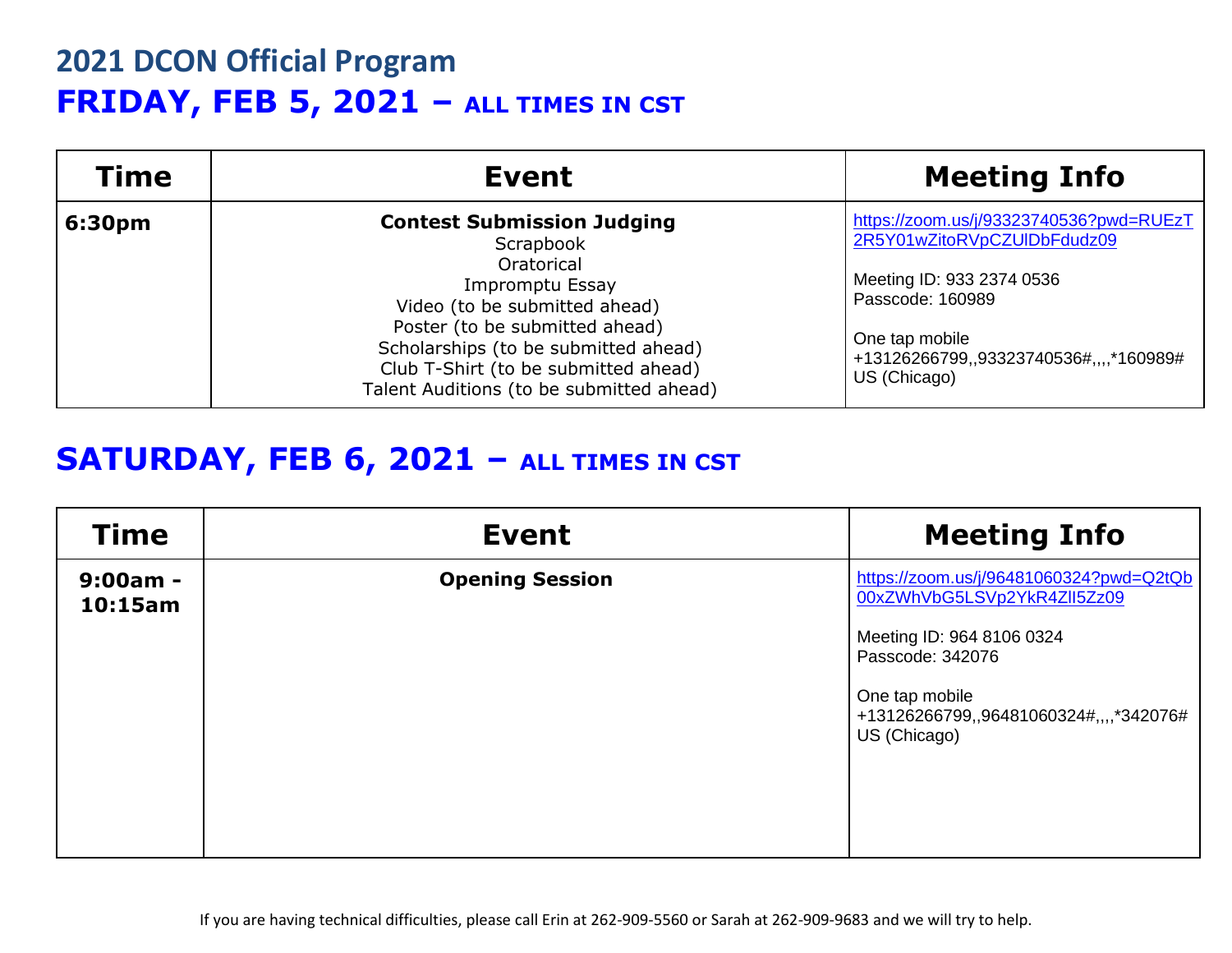# 2021 DCON Official Program

## FRIDAY, FEB 5, 2021 – ALL TIMES IN CST

| Time | Event | Meeting Info |
|---|---|---|
| **6:30pm** | **Contest Submission Judging**<br>Scrapbook<br>Oratorical<br>Impromptu Essay<br>Video (to be submitted ahead)<br>Poster (to be submitted ahead)<br>Scholarships (to be submitted ahead)<br>Club T-Shirt (to be submitted ahead)<br>Talent Auditions (to be submitted ahead) | https://zoom.us/j/93323740536?pwd=RUEzT2R5Y01wZitoRVpCZUlDbFdudz09<br><br>Meeting ID: 933 2374 0536<br>Passcode: 160989<br><br>One tap mobile<br>+13126266799,,93323740536#,,,,*160989# US (Chicago) |

## SATURDAY, FEB 6, 2021 – ALL TIMES IN CST

| Time | Event | Meeting Info |
|---|---|---|
| **9:00am - 10:15am** | **Opening Session** | https://zoom.us/j/96481060324?pwd=Q2tQb00xZWhVbG5LSVp2YkR4ZlI5Zz09<br><br>Meeting ID: 964 8106 0324<br>Passcode: 342076<br><br>One tap mobile<br>+13126266799,,96481060324#,,,,*342076# US (Chicago) |

If you are having technical difficulties, please call Erin at 262-909-5560 or Sarah at 262-909-9683 and we will try to help.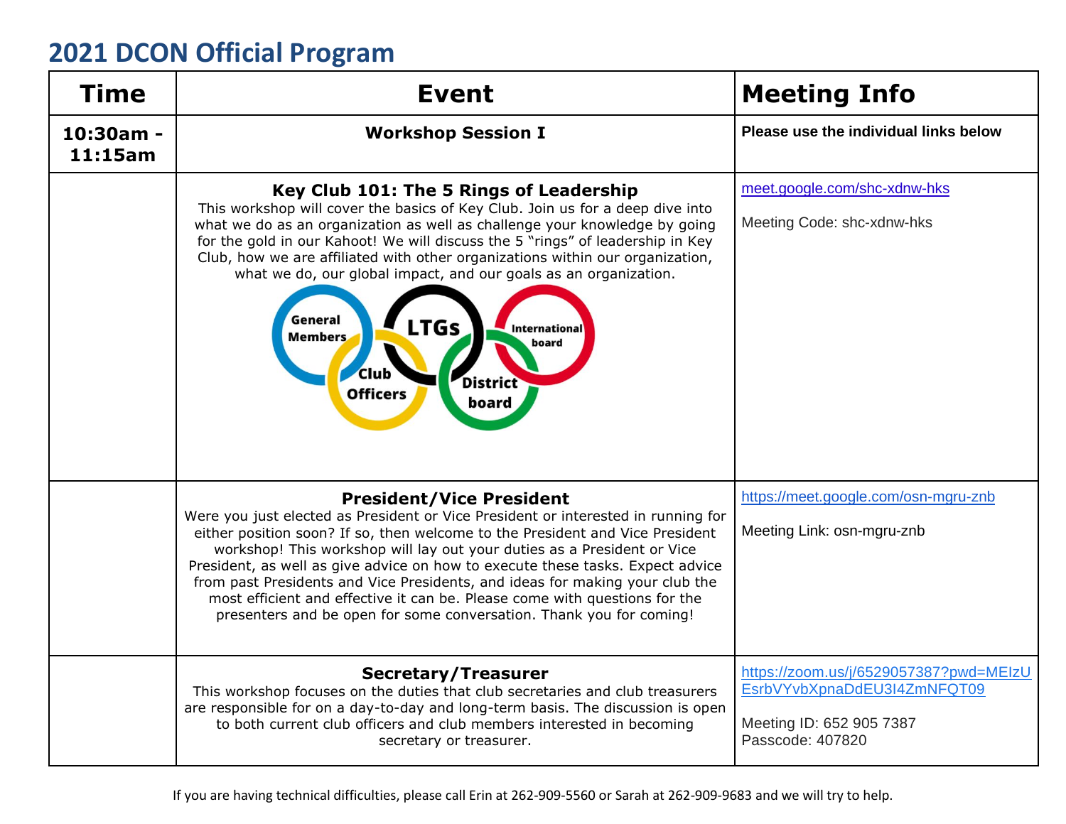# 2021 DCON Official Program

| Time | Event | Meeting Info |
|---|---|---|
| 10:30am - 11:15am | **Workshop Session I** | **Please use the individual links below** |
| | **Key Club 101: The 5 Rings of Leadership** This workshop will cover the basics of Key Club. Join us for a deep dive into what we do as an organization as well as challenge your knowledge by going for the gold in our Kahoot! We will discuss the 5 "rings" of leadership in Key Club, how we are affiliated with other organizations within our organization, what we do, our global impact, and our goals as an organization. General Members, Club Officers, LTGs, District board, International board | meet.google.com/shc-xdnw-hks Meeting Code: shc-xdnw-hks |
| | **President/Vice President** Were you just elected as President or Vice President or interested in running for either position soon? If so, then welcome to the President and Vice President workshop! This workshop will lay out your duties as a President or Vice President, as well as give advice on how to execute these tasks. Expect advice from past Presidents and Vice Presidents, and ideas for making your club the most efficient and effective it can be. Please come with questions for the presenters and be open for some conversation. Thank you for coming! | https://meet.google.com/osn-mgru-znb Meeting Link: osn-mgru-znb |
| | **Secretary/Treasurer** This workshop focuses on the duties that club secretaries and club treasurers are responsible for on a day-to-day and long-term basis. The discussion is open to both current club officers and club members interested in becoming secretary or treasurer. | https://zoom.us/j/6529057387?pwd=MEIzUEsrbVYvbXpnaDdEU3I4ZmNFQT09 Meeting ID: 652 905 7387 Passcode: 407820 |

If you are having technical difficulties, please call Erin at 262-909-5560 or Sarah at 262-909-9683 and we will try to help.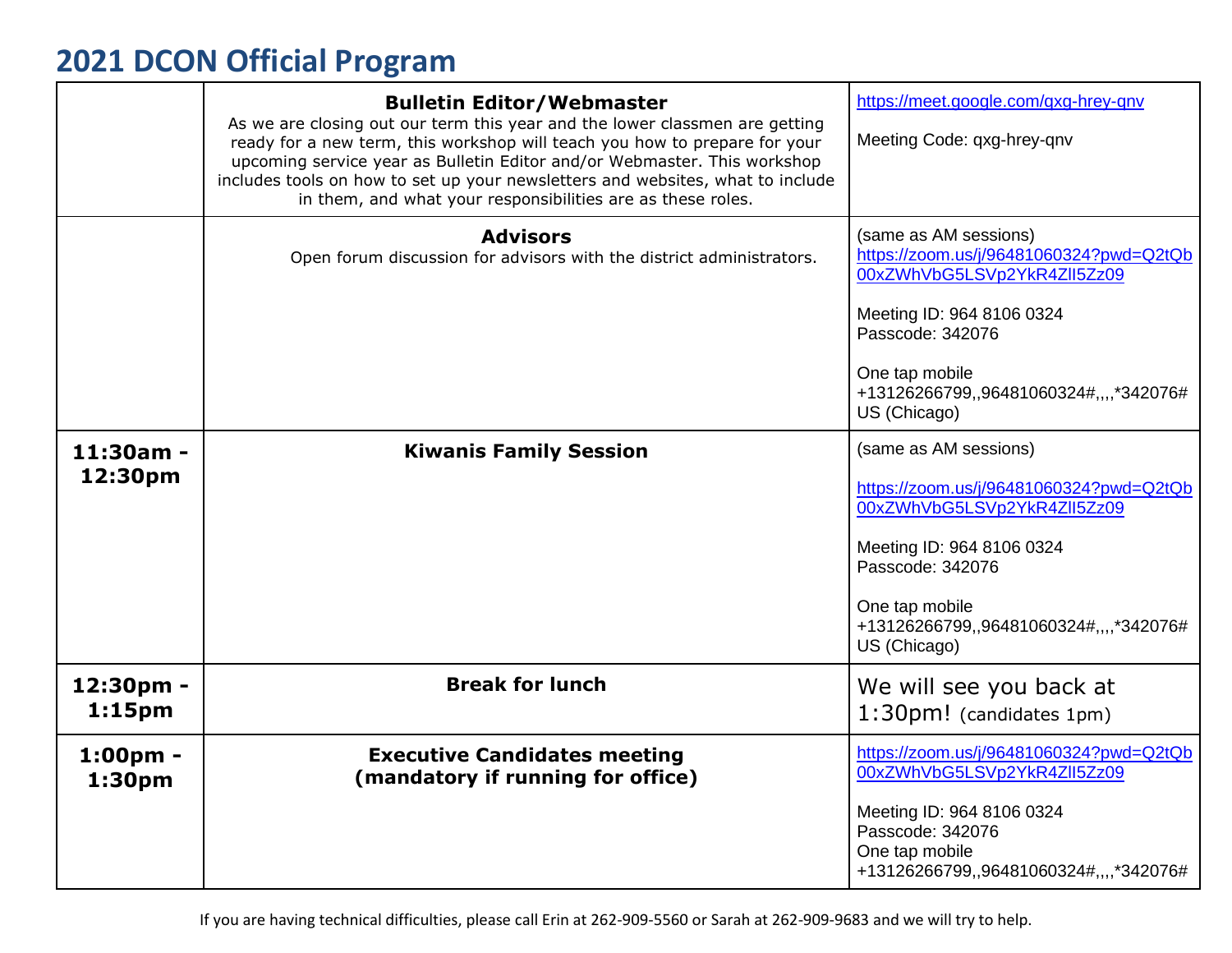# 2021 DCON Official Program

| | | |
|---|---|---|
| | **Bulletin Editor/Webmaster**<br>As we are closing out our term this year and the lower classmen are getting ready for a new term, this workshop will teach you how to prepare for your upcoming service year as Bulletin Editor and/or Webmaster. This workshop includes tools on how to set up your newsletters and websites, what to include in them, and what your responsibilities are as these roles. | https://meet.google.com/qxg-hrey-qnv<br><br>Meeting Code: qxg-hrey-qnv |
| | **Advisors**<br>Open forum discussion for advisors with the district administrators. | (same as AM sessions)<br>https://zoom.us/j/96481060324?pwd=Q2tQb00xZWhVbG5LSVp2YkR4ZlI5Zz09<br><br>Meeting ID: 964 8106 0324<br>Passcode: 342076<br><br>One tap mobile<br>+13126266799,,96481060324#,,,,*342076# US (Chicago) |
| **11:30am - 12:30pm** | **Kiwanis Family Session** | (same as AM sessions)<br><br>https://zoom.us/j/96481060324?pwd=Q2tQb00xZWhVbG5LSVp2YkR4ZlI5Zz09<br><br>Meeting ID: 964 8106 0324<br>Passcode: 342076<br><br>One tap mobile<br>+13126266799,,96481060324#,,,,*342076# US (Chicago) |
| **12:30pm - 1:15pm** | **Break for lunch** | We will see you back at 1:30pm! (candidates 1pm) |
| **1:00pm - 1:30pm** | **Executive Candidates meeting (mandatory if running for office)** | https://zoom.us/j/96481060324?pwd=Q2tQb00xZWhVbG5LSVp2YkR4ZlI5Zz09<br><br>Meeting ID: 964 8106 0324<br>Passcode: 342076<br>One tap mobile<br>+13126266799,,96481060324#,,,,*342076# |

If you are having technical difficulties, please call Erin at 262-909-5560 or Sarah at 262-909-9683 and we will try to help.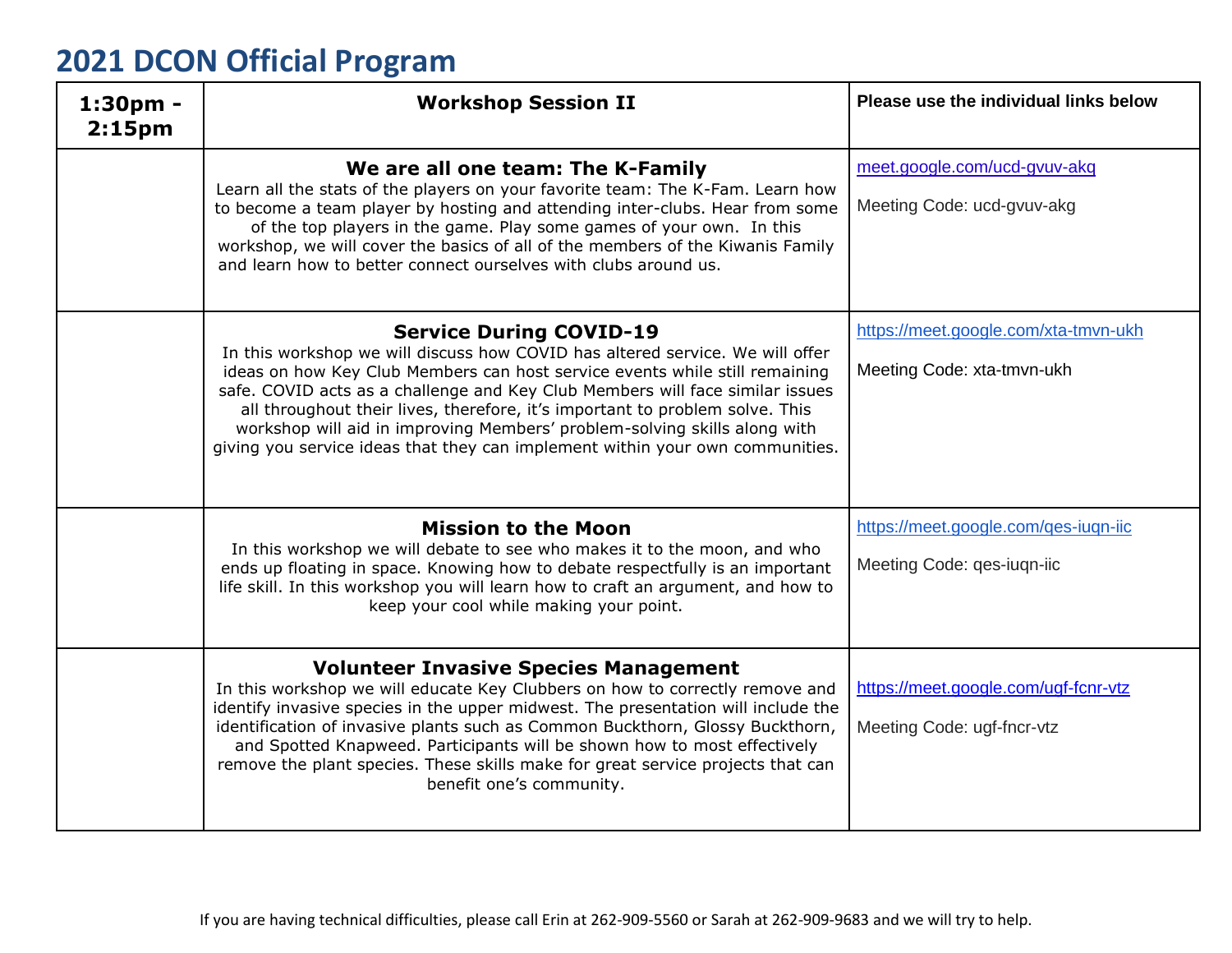# 2021 DCON Official Program

| 1:30pm - 2:15pm | Workshop Session II | Please use the individual links below |
|---|---|---|
| | **We are all one team: The K-Family**<br>Learn all the stats of the players on your favorite team: The K-Fam. Learn how to become a team player by hosting and attending inter-clubs. Hear from some of the top players in the game. Play some games of your own. In this workshop, we will cover the basics of all of the members of the Kiwanis Family and learn how to better connect ourselves with clubs around us. | meet.google.com/ucd-gvuv-akq<br><br>Meeting Code: ucd-gvuv-akg |
| | **Service During COVID-19**<br>In this workshop we will discuss how COVID has altered service. We will offer ideas on how Key Club Members can host service events while still remaining safe. COVID acts as a challenge and Key Club Members will face similar issues all throughout their lives, therefore, it's important to problem solve. This workshop will aid in improving Members' problem-solving skills along with giving you service ideas that they can implement within your own communities. | https://meet.google.com/xta-tmvn-ukh<br><br>Meeting Code: xta-tmvn-ukh |
| | **Mission to the Moon**<br>In this workshop we will debate to see who makes it to the moon, and who ends up floating in space. Knowing how to debate respectfully is an important life skill. In this workshop you will learn how to craft an argument, and how to keep your cool while making your point. | https://meet.google.com/qes-iuqn-iic<br><br>Meeting Code: qes-iuqn-iic |
| | **Volunteer Invasive Species Management**<br>In this workshop we will educate Key Clubbers on how to correctly remove and identify invasive species in the upper midwest. The presentation will include the identification of invasive plants such as Common Buckthorn, Glossy Buckthorn, and Spotted Knapweed. Participants will be shown how to most effectively remove the plant species. These skills make for great service projects that can benefit one's community. | https://meet.google.com/ugf-fcnr-vtz<br><br>Meeting Code: ugf-fncr-vtz |

If you are having technical difficulties, please call Erin at 262-909-5560 or Sarah at 262-909-9683 and we will try to help.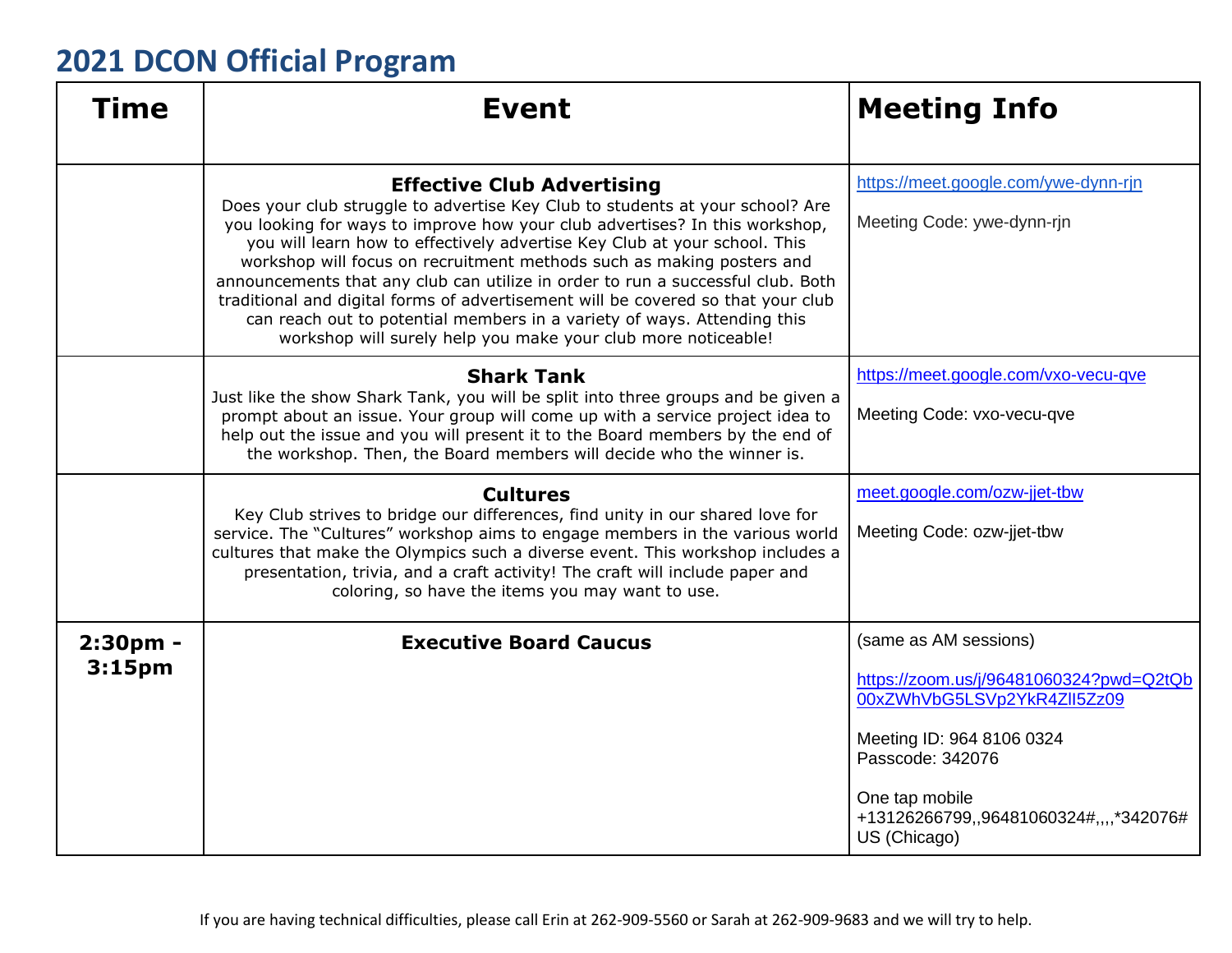## 2021 DCON Official Program

| Time | Event | Meeting Info |
|---|---|---|
| | **Effective Club Advertising**<br>Does your club struggle to advertise Key Club to students at your school? Are you looking for ways to improve how your club advertises? In this workshop, you will learn how to effectively advertise Key Club at your school. This workshop will focus on recruitment methods such as making posters and announcements that any club can utilize in order to run a successful club. Both traditional and digital forms of advertisement will be covered so that your club can reach out to potential members in a variety of ways. Attending this workshop will surely help you make your club more noticeable! | https://meet.google.com/ywe-dynn-rjn<br><br>Meeting Code: ywe-dynn-rjn |
| | **Shark Tank**<br>Just like the show Shark Tank, you will be split into three groups and be given a prompt about an issue. Your group will come up with a service project idea to help out the issue and you will present it to the Board members by the end of the workshop. Then, the Board members will decide who the winner is. | https://meet.google.com/vxo-vecu-qve<br><br>Meeting Code: vxo-vecu-qve |
| | **Cultures**<br>Key Club strives to bridge our differences, find unity in our shared love for service. The "Cultures" workshop aims to engage members in the various world cultures that make the Olympics such a diverse event. This workshop includes a presentation, trivia, and a craft activity! The craft will include paper and coloring, so have the items you may want to use. | meet.google.com/ozw-jjet-tbw<br><br>Meeting Code: ozw-jjet-tbw |
| **2:30pm - 3:15pm** | **Executive Board Caucus** | (same as AM sessions)<br><br>https://zoom.us/j/96481060324?pwd=Q2tQb00xZWhVbG5LSVp2YkR4ZlI5Zz09<br><br>Meeting ID: 964 8106 0324<br>Passcode: 342076<br><br>One tap mobile<br>+13126266799,,96481060324#,,,,*342076# US (Chicago) |

If you are having technical difficulties, please call Erin at 262-909-5560 or Sarah at 262-909-9683 and we will try to help.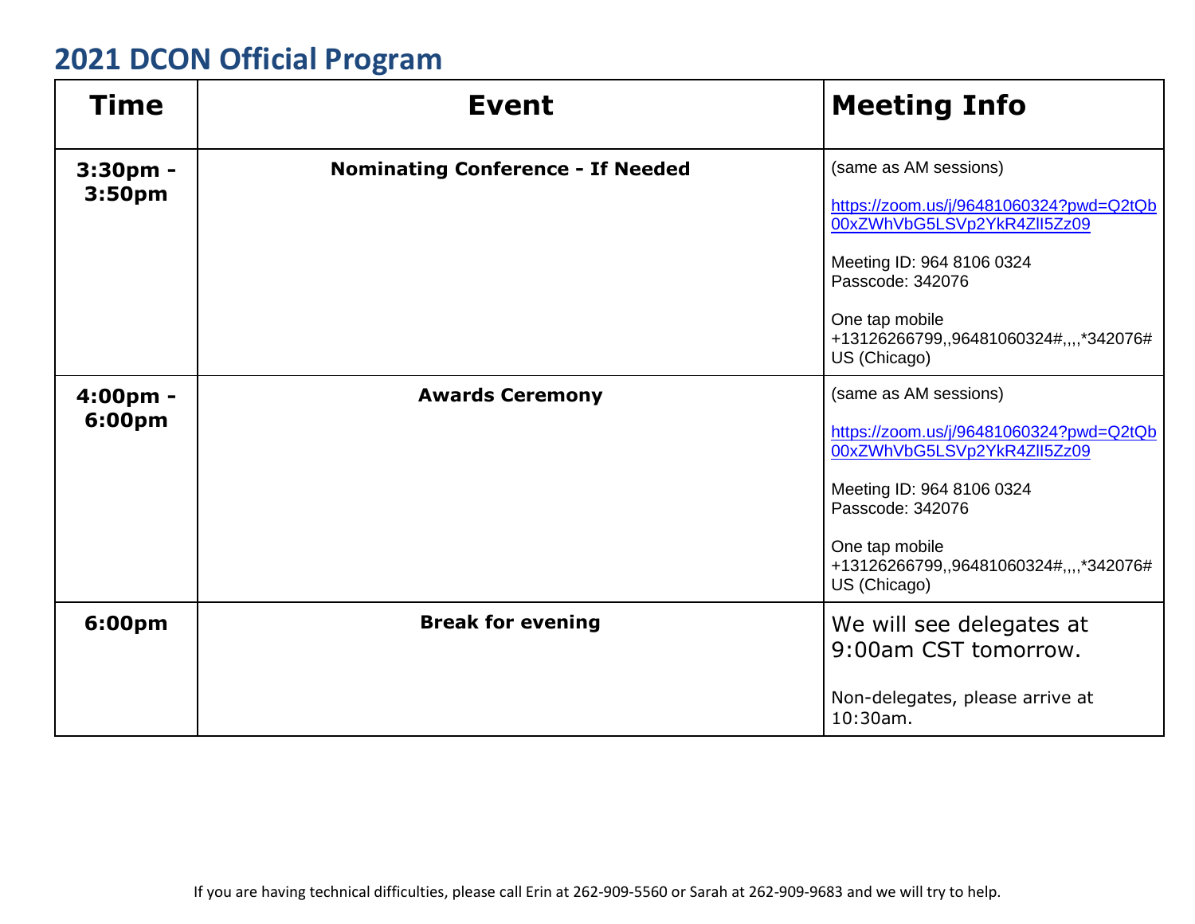## 2021 DCON Official Program

| Time | Event | Meeting Info |
|---|---|---|
| **3:30pm - 3:50pm** | **Nominating Conference - If Needed** | (same as AM sessions)<br><br>https://zoom.us/j/96481060324?pwd=Q2tQb00xZWhVbG5LSVp2YkR4ZlI5Zz09<br><br>Meeting ID: 964 8106 0324<br>Passcode: 342076<br><br>One tap mobile<br>+13126266799,,96481060324#,,,,*342076# US (Chicago) |
| **4:00pm - 6:00pm** | **Awards Ceremony** | (same as AM sessions)<br><br>https://zoom.us/j/96481060324?pwd=Q2tQb00xZWhVbG5LSVp2YkR4ZlI5Zz09<br><br>Meeting ID: 964 8106 0324<br>Passcode: 342076<br><br>One tap mobile<br>+13126266799,,96481060324#,,,,*342076# US (Chicago) |
| **6:00pm** | **Break for evening** | We will see delegates at 9:00am CST tomorrow.<br><br>Non-delegates, please arrive at 10:30am. |

If you are having technical difficulties, please call Erin at 262-909-5560 or Sarah at 262-909-9683 and we will try to help.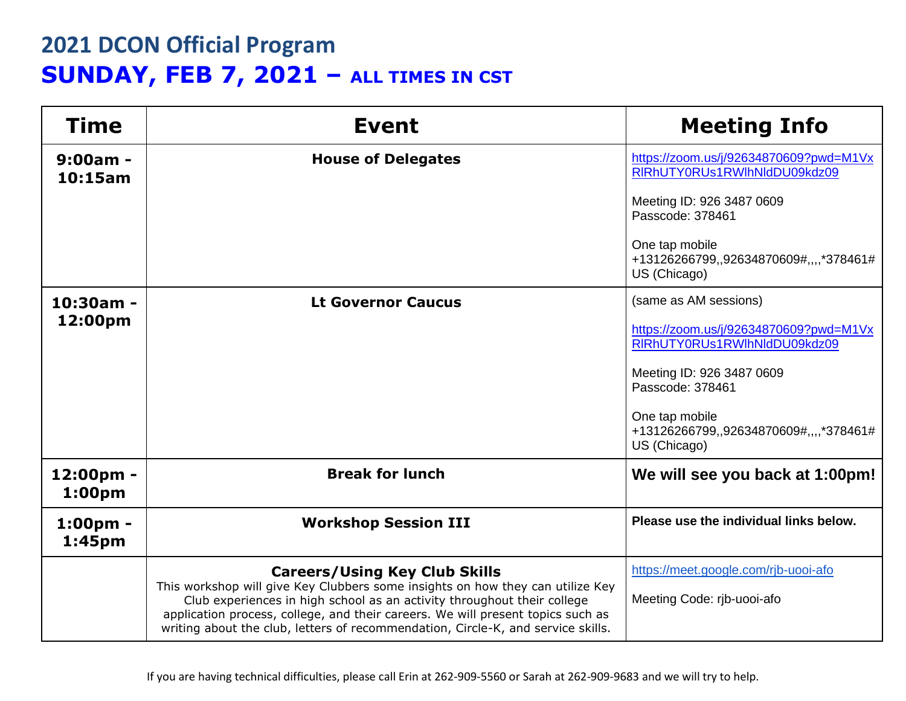# 2021 DCON Official Program

## SUNDAY, FEB 7, 2021 – ALL TIMES IN CST

| Time | Event | Meeting Info |
| --- | --- | --- |
| **9:00am - 10:15am** | **House of Delegates** | https://zoom.us/j/92634870609?pwd=M1VxRlRhUTY0RUs1RWlhNldDU09kdz09<br><br>Meeting ID: 926 3487 0609<br>Passcode: 378461<br><br>One tap mobile<br>+13126266799,,92634870609#,,,,*378461# US (Chicago) |
| **10:30am - 12:00pm** | **Lt Governor Caucus** | (same as AM sessions)<br><br>https://zoom.us/j/92634870609?pwd=M1VxRlRhUTY0RUs1RWlhNldDU09kdz09<br><br>Meeting ID: 926 3487 0609<br>Passcode: 378461<br><br>One tap mobile<br>+13126266799,,92634870609#,,,,*378461# US (Chicago) |
| **12:00pm - 1:00pm** | **Break for lunch** | **We will see you back at 1:00pm!** |
| **1:00pm - 1:45pm** | **Workshop Session III** | **Please use the individual links below.** |
| | **Careers/Using Key Club Skills**<br>This workshop will give Key Clubbers some insights on how they can utilize Key Club experiences in high school as an activity throughout their college application process, college, and their careers. We will present topics such as writing about the club, letters of recommendation, Circle-K, and service skills. | https://meet.google.com/rjb-uooi-afo<br><br>Meeting Code: rjb-uooi-afo |

If you are having technical difficulties, please call Erin at 262-909-5560 or Sarah at 262-909-9683 and we will try to help.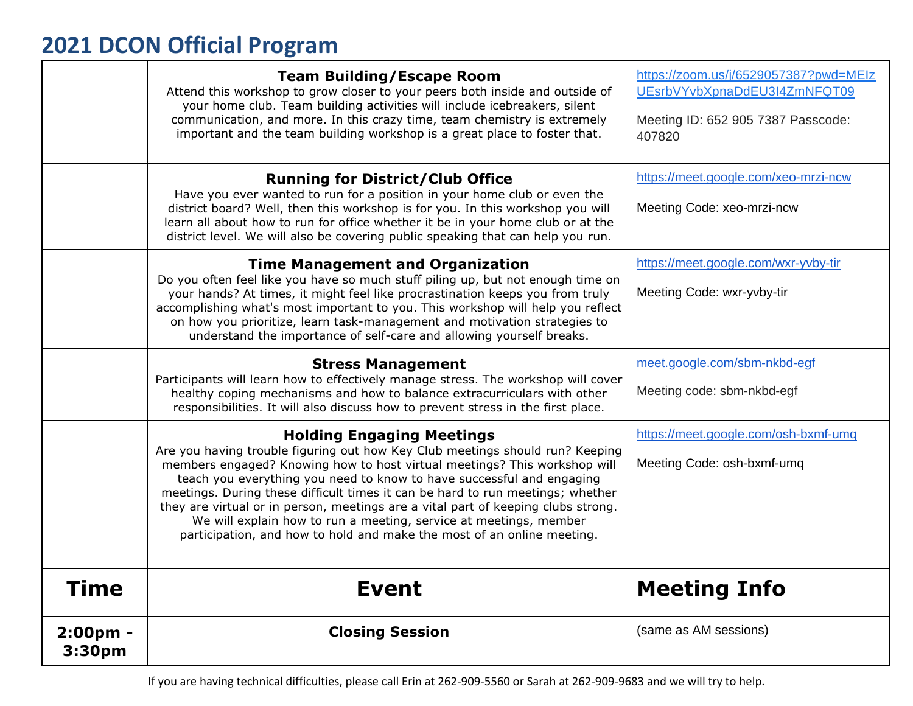# 2021 DCON Official Program

| | | |
|---|---|---|
| | **Team Building/Escape Room**<br>Attend this workshop to grow closer to your peers both inside and outside of your home club. Team building activities will include icebreakers, silent communication, and more. In this crazy time, team chemistry is extremely important and the team building workshop is a great place to foster that. | https://zoom.us/j/6529057387?pwd=MEIzUEsrbVYvbXpnaDdEU3I4ZmNFQT09<br><br>Meeting ID: 652 905 7387 Passcode: 407820 |
| | **Running for District/Club Office**<br>Have you ever wanted to run for a position in your home club or even the district board? Well, then this workshop is for you. In this workshop you will learn all about how to run for office whether it be in your home club or at the district level. We will also be covering public speaking that can help you run. | https://meet.google.com/xeo-mrzi-ncw<br><br>Meeting Code: xeo-mrzi-ncw |
| | **Time Management and Organization**<br>Do you often feel like you have so much stuff piling up, but not enough time on your hands? At times, it might feel like procrastination keeps you from truly accomplishing what's most important to you. This workshop will help you reflect on how you prioritize, learn task-management and motivation strategies to understand the importance of self-care and allowing yourself breaks. | https://meet.google.com/wxr-yvby-tir<br><br>Meeting Code: wxr-yvby-tir |
| | **Stress Management**<br>Participants will learn how to effectively manage stress. The workshop will cover healthy coping mechanisms and how to balance extracurriculars with other responsibilities. It will also discuss how to prevent stress in the first place. | meet.google.com/sbm-nkbd-egf<br><br>Meeting code: sbm-nkbd-egf |
| | **Holding Engaging Meetings**<br>Are you having trouble figuring out how Key Club meetings should run? Keeping members engaged? Knowing how to host virtual meetings? This workshop will teach you everything you need to know to have successful and engaging meetings. During these difficult times it can be hard to run meetings; whether they are virtual or in person, meetings are a vital part of keeping clubs strong. We will explain how to run a meeting, service at meetings, member participation, and how to hold and make the most of an online meeting. | https://meet.google.com/osh-bxmf-umq<br><br>Meeting Code: osh-bxmf-umq |
| **Time** | **Event** | **Meeting Info** |
| **2:00pm - 3:30pm** | **Closing Session** | (same as AM sessions) |

If you are having technical difficulties, please call Erin at 262-909-5560 or Sarah at 262-909-9683 and we will try to help.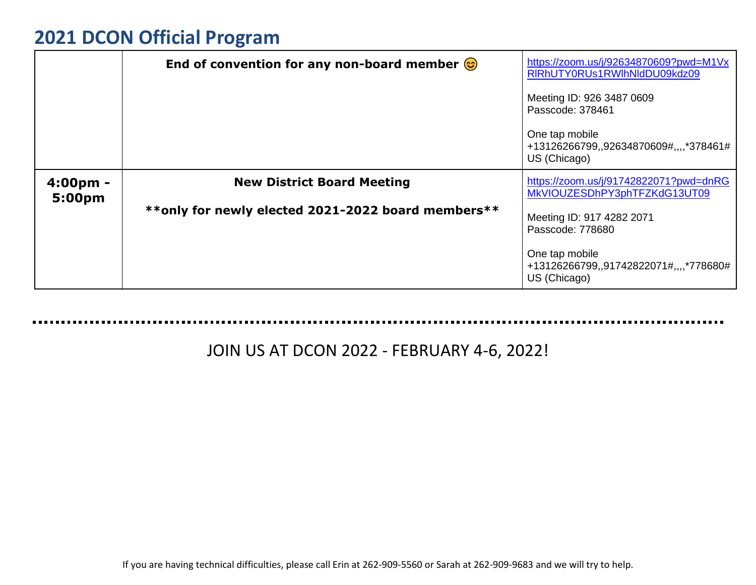# 2021 DCON Official Program

| | | |
|---|---|---|
| | **End of convention for any non-board member 😊** | https://zoom.us/j/92634870609?pwd=M1VxRlRhUTY0RUs1RWlhNldDU09kdz09<br><br>Meeting ID: 926 3487 0609<br>Passcode: 378461<br><br>One tap mobile<br>+13126266799,,92634870609#,,,,*378461# US (Chicago) |
| **4:00pm - 5:00pm** | **New District Board Meeting**<br><br>****only for newly elected 2021-2022 board members**** | https://zoom.us/j/91742822071?pwd=dnRGMkVIOUZESDhPY3phTFZKdG13UT09<br><br>Meeting ID: 917 4282 2071<br>Passcode: 778680<br><br>One tap mobile<br>+13126266799,,91742822071#,,,,*778680# US (Chicago) |

JOIN US AT DCON 2022 - FEBRUARY 4-6, 2022!

If you are having technical difficulties, please call Erin at 262-909-5560 or Sarah at 262-909-9683 and we will try to help.